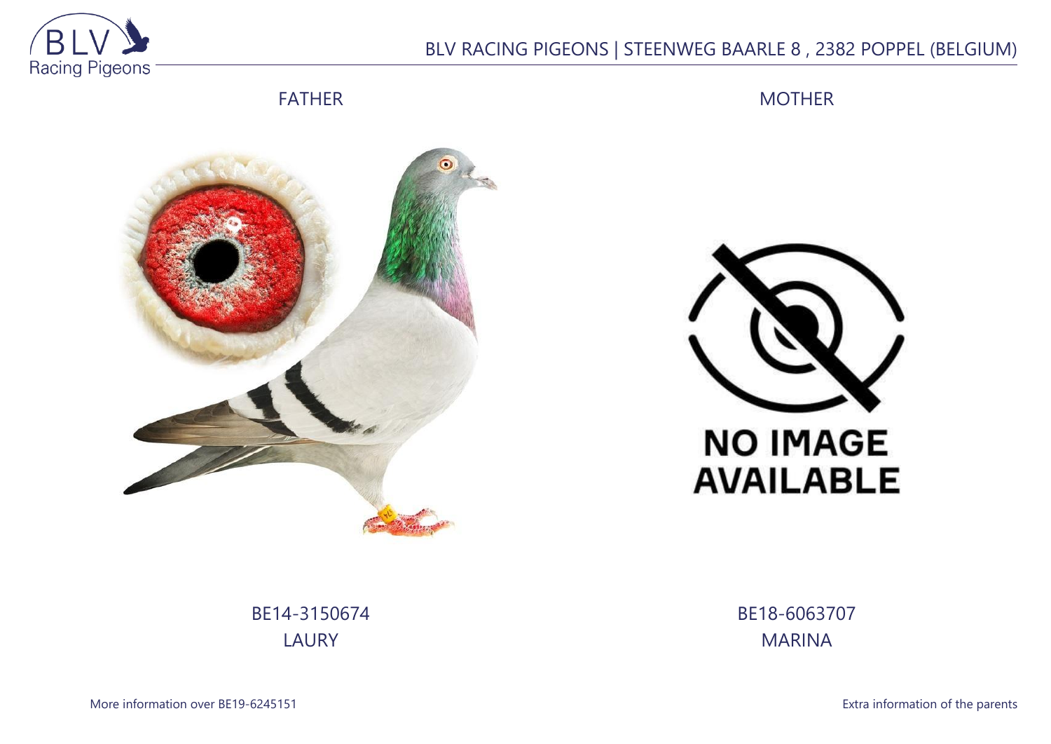BLV RACING PIGEONS | STEENWEG BAARLE 8 , 2382 POPPEL (BELGIUM)

FATHER

MOTHER

NO IMAGE AVAILABLE

BE14-3150674
LAURY

BE18-6063707
MARINA

More information over BE19-6245151

Extra information of the parents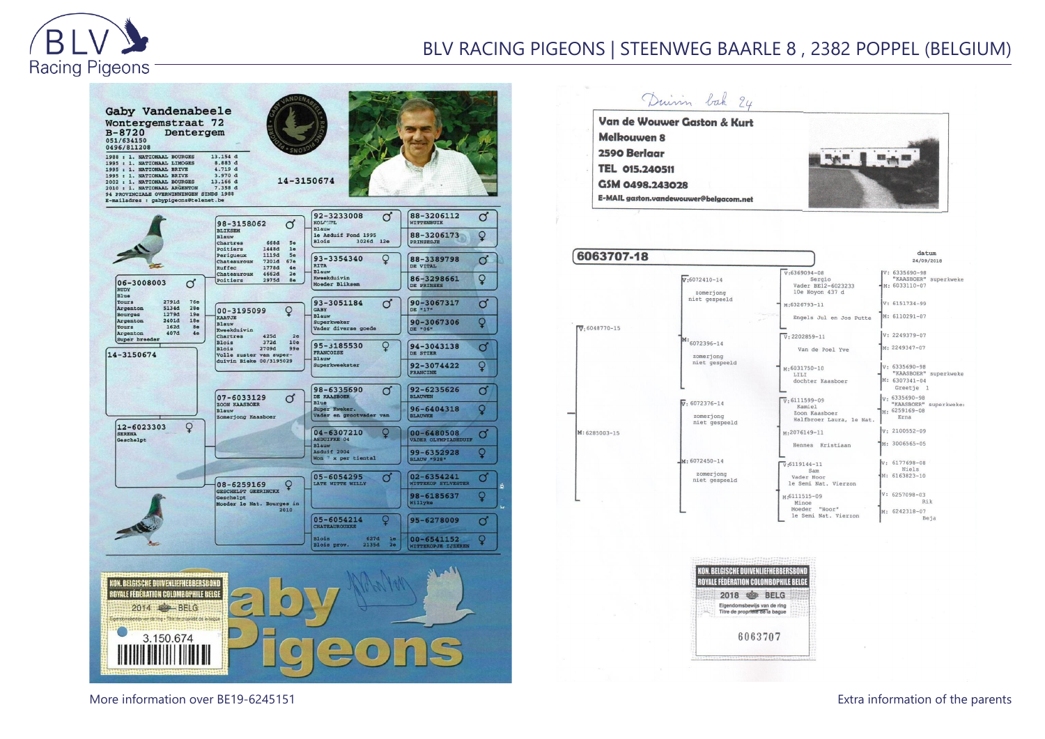# BLV RACING PIGEONS | STEENWEG BAARLE 8 , 2382 POPPEL (BELGIUM)

**Gaby Vandenabeele**
Wontergemstraat 72
B-8720 Dentergem
051/634150
0496/811208

1988 : 1. NATIONAAL BOURGES 13.154 d
1995 : 1. NATIONAAL LIMOGES 8.883 d
1995 : 1. NATIONAAL BRIVE 4.719 d
1995 : 1. NATIONAAL BRIVE 3.970 d
2002 : 1. NATIONAAL BOURGES 13.166 d
2010 : 1. NATIONAAL ARGENTON 7.358 d
94 PROVINCIALE OVERWINNINGEN SINDS 1988
E-mailadres : gabypigeons@telenet.be

14-3150674

**14-3150674**

**V: 06-3008003** ♂ RUDY, Blauw
Tours 2791d 76e
Argenton 5134d 28e
Bourges 1279d 19e
Argenton 2401d 18e
Tours 162d 8e
Argenton 407d 4e
Super breeder

- **V: 98-3158062** ♂ BLIKSEM, Blauw
  Chartres 668d 5e; Poitiers 1448d 1e; Perigueux 1115d 5e; Chateauroux 7201d 67e; Ruffec 1778d 4e; Chateauroux 4662d 2e; Poitiers 2975d 8e
  - V: 92-3233008 ♂ KOL...L, Blauw, 1e Asduif Fond 1995, Blois 3026d 12e
    - V: 88-3206112 ♂ WITTENBUIK
    - M: 88-3206173 ♀ PRINSESJE
  - M: 93-3354340 ♀ RITA, Blauw, Kweekduivin, Moeder Bliksem
    - V: 88-3389798 ♂ DE VITAL
    - M: 86-3298661 ♀ DE PRINSES
- **M: 00-3195099** ♀ KAATJE, Blauw, Kweekduivin
  Chartres 425d 2e; Blois 372d 10e; Blois 2709d 99e
  Volle zuster van superduivin Bieke 00/3195029
  - V: 93-3051184 ♂ GABY, Blauw, Superkweker, Vader diverse goede
    - V: 90-3067317 ♂ DE "17"
    - M: 90-3067306 ♀ DE "06"
  - M: 95-3185530 ♀ FRANCOISE, Blauw, Superkweekster
    - V: 94-3043138 ♂ DE STIER
    - M: 92-3074422 ♀ FRANCINE

**M: 12-6023303** ♀ SERENA, Geschelpt

- **V: 07-6033129** ♂ ZOON KAASBOER, Blauw, Somerjong Kaasboer
  - V: 98-6335690 ♂ DE KAASBOER, Blue, Super Kweker, Vader en grootvader van
    - V: 92-6235626 ♂ BLAUWEN
    - M: 96-6404318 ♀ BLAUWKE
  - M: 04-6307210 ♀ ASDUIFKE 04, Blauw, Asduif 2004, Won * x per tiental
    - V: 00-6480508 ♂ VADER OLYMPIADEDUIF
    - M: 99-6352928 ♀ BLAUW "928"
- **M: 08-6259169** ♀ GESCHELPT GEERINCKX, Geschelpt, Moeder 1e Nat. Bourges in 2010
  - V: 05-6054295 ♂ LATE WITTE WILLY
    - V: 02-6354241 ♂ WITTEKOP SYLVESTER
    - M: 98-6185637 ♀ Willyke
  - M: 05-6054214 ♀ CHATEAUROUXKE, Blois 627d 1e, Blois prov. 2135d 3e
    - V: 95-6278009 ♂
    - M: 00-6541152 ♀ WITTEKOPJE IJZEREN

KON. BELGISCHE DUIVENLIEFHEBBERSBOND / ROYALE FÉDÉRATION COLOMBOPHILE BELGE — 2014 BELG — 3.150.674

Gaby Pigeons

---

Duim bak 24

**Van de Wouwer Gaston & Kurt**
**Melkouwen 8**
**2590 Berlaar**
**TEL 015.240511**
**GSM 0498.243028**
**E-MAIL gaston.vandewouwer@belgacom.net**

**6063707-18**

datum 24/09/2018

- **V: 6048770-15**
  - V: 6072410-14, zomerjong niet gespeeld
    - V: 6369094-08, Sergio, Vader BE12-6023233, 10e Noyon 437 d
      - V: 6335690-98 "KAASBOER" superkweke
      - M: 6033110-07
    - M: 6326793-11, Engels Jul en Jos Putte
      - V: 6151734-99
      - M: 6110291-07
  - M: 6072396-14, zomerjong niet gespeeld
    - V: 2202859-11, Van de Poel Yve
      - V: 2249379-07
      - M: 2249347-07
    - M: 6031750-10, LILI, dochter Kaasboer
      - V: 6335690-98 "KAASBOER" superkweke
      - M: 6307341-04 Greetje 1
- **M: 6285003-15**
  - V: 6072376-14, zomerjong niet gespeeld
    - V: 6111599-09, Kamiel, Zoon Kaasboer, Halfbroer Laura, 1e Nat.
      - V: 6335690-98 "KAASBOER" superkweke
      - M: 6259169-08 Erna
    - M: 2076169-11, Hennes Kristiaan
      - V: 2100552-09
      - M: 3006565-05
  - M: 6072450-14, zomerjong niet gespeeld
    - V: 6119144-11, Sam, Vader Noor, 1e Semi Nat. Vierzon
      - V: 6177698-08 Niels
      - M: 6163823-10
    - M: 6111515-09, Minoe, Moeder "Noor", 1e Semi Nat. Vierzon
      - V: 6257098-03 Rik
      - M: 6242318-07 Beja

KON. BELGISCHE DUIVENLIEFHEBBERSBOND / ROYALE FÉDÉRATION COLOMBOPHILE BELGE — 2018 BELG — Eigendomsbewijs van de ring / Titre de propriété de la bague — 6063707

More information over BE19-6245151

Extra information of the parents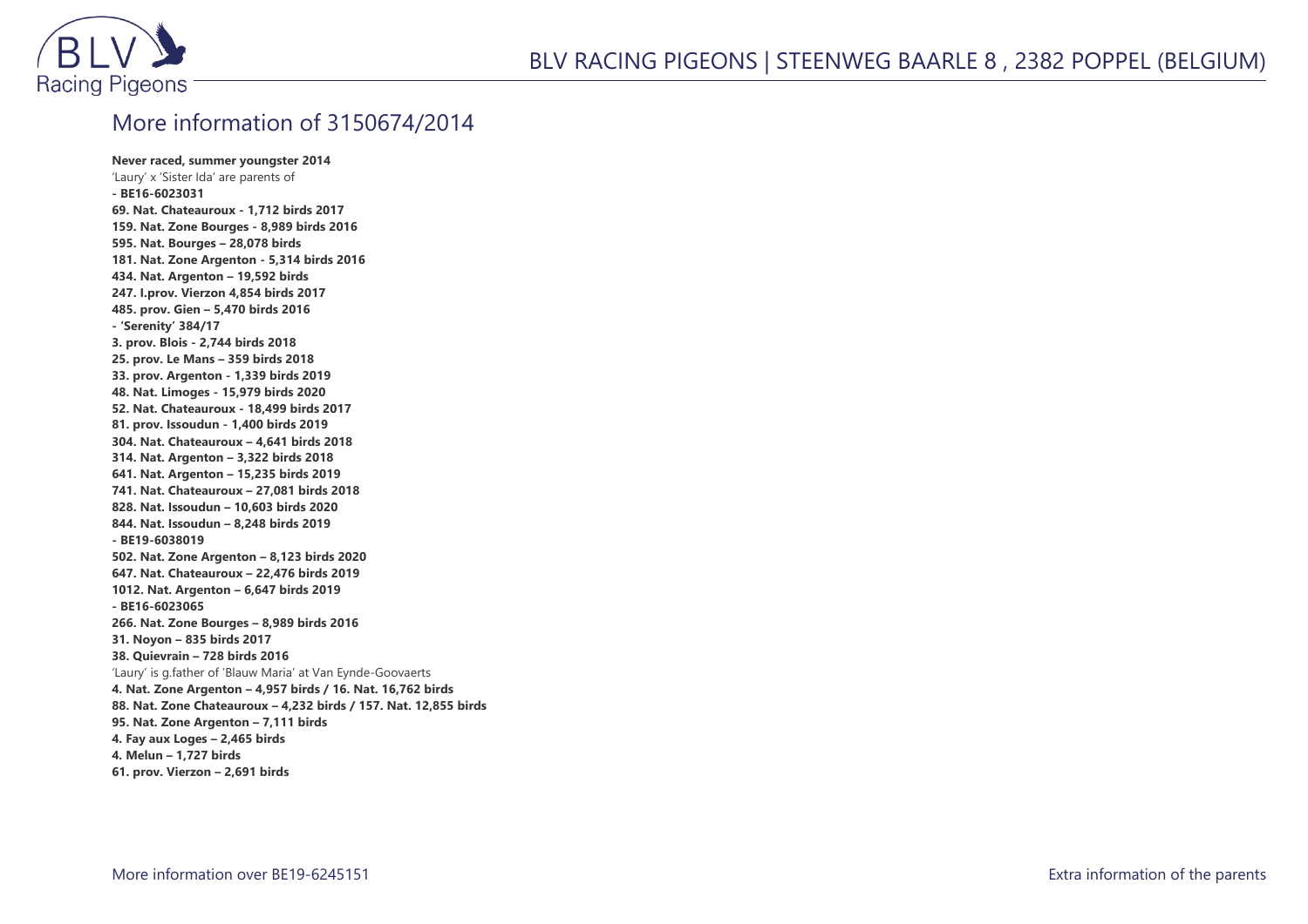## More information of 3150674/2014

**Never raced, summer youngster 2014**
'Laury' x 'Sister Ida' are parents of
**- BE16-6023031**
**69. Nat. Chateauroux - 1,712 birds 2017**
**159. Nat. Zone Bourges - 8,989 birds 2016**
**595. Nat. Bourges – 28,078 birds**
**181. Nat. Zone Argenton - 5,314 birds 2016**
**434. Nat. Argenton – 19,592 birds**
**247. I.prov. Vierzon 4,854 birds 2017**
**485. prov. Gien – 5,470 birds 2016**
**- 'Serenity' 384/17**
**3. prov. Blois - 2,744 birds 2018**
**25. prov. Le Mans – 359 birds 2018**
**33. prov. Argenton - 1,339 birds 2019**
**48. Nat. Limoges - 15,979 birds 2020**
**52. Nat. Chateauroux - 18,499 birds 2017**
**81. prov. Issoudun - 1,400 birds 2019**
**304. Nat. Chateauroux – 4,641 birds 2018**
**314. Nat. Argenton – 3,322 birds 2018**
**641. Nat. Argenton – 15,235 birds 2019**
**741. Nat. Chateauroux – 27,081 birds 2018**
**828. Nat. Issoudun – 10,603 birds 2020**
**844. Nat. Issoudun – 8,248 birds 2019**
**- BE19-6038019**
**502. Nat. Zone Argenton – 8,123 birds 2020**
**647. Nat. Chateauroux – 22,476 birds 2019**
**1012. Nat. Argenton – 6,647 birds 2019**
**- BE16-6023065**
**266. Nat. Zone Bourges – 8,989 birds 2016**
**31. Noyon – 835 birds 2017**
**38. Quievrain – 728 birds 2016**
'Laury' is g.father of 'Blauw Maria' at Van Eynde-Goovaerts
**4. Nat. Zone Argenton – 4,957 birds / 16. Nat. 16,762 birds**
**88. Nat. Zone Chateauroux – 4,232 birds / 157. Nat. 12,855 birds**
**95. Nat. Zone Argenton – 7,111 birds**
**4. Fay aux Loges – 2,465 birds**
**4. Melun – 1,727 birds**
**61. prov. Vierzon – 2,691 birds**

More information over BE19-6245151

Extra information of the parents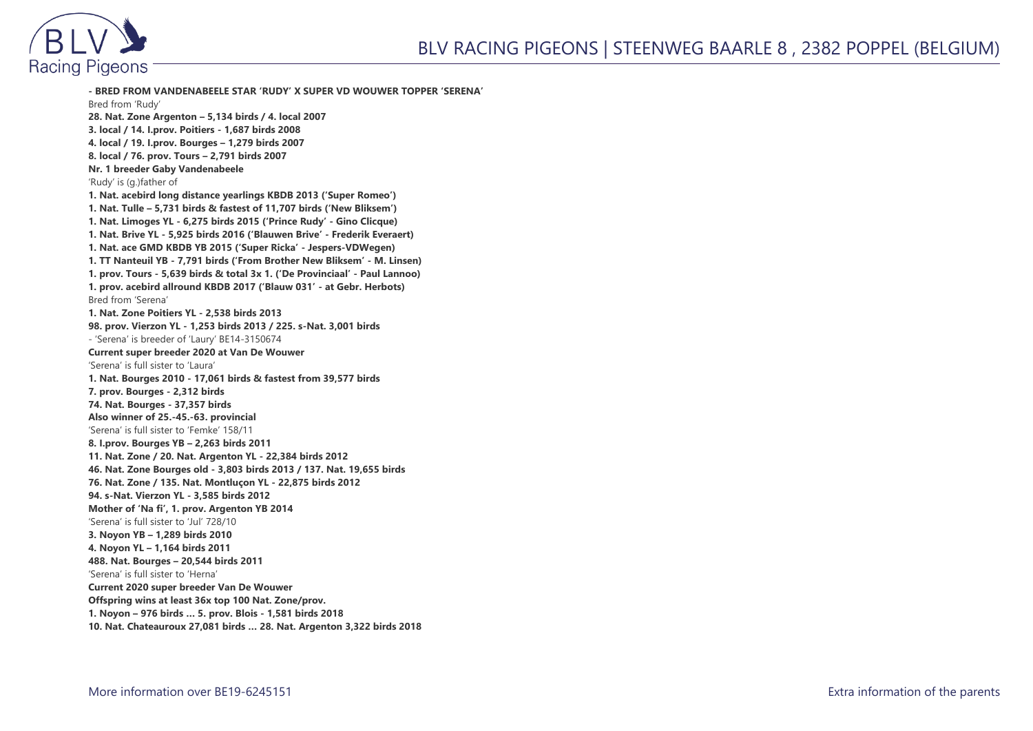**- BRED FROM VANDENABEELE STAR 'RUDY' X SUPER VD WOUWER TOPPER 'SERENA'**

Bred from 'Rudy'

**28. Nat. Zone Argenton – 5,134 birds / 4. local 2007**
**3. local / 14. I.prov. Poitiers - 1,687 birds 2008**
**4. local / 19. I.prov. Bourges – 1,279 birds 2007**
**8. local / 76. prov. Tours – 2,791 birds 2007**
**Nr. 1 breeder Gaby Vandenabeele**

'Rudy' is (g.)father of

**1. Nat. acebird long distance yearlings KBDB 2013 ('Super Romeo')**
**1. Nat. Tulle – 5,731 birds & fastest of 11,707 birds ('New Bliksem')**
**1. Nat. Limoges YL - 6,275 birds 2015 ('Prince Rudy' - Gino Clicque)**
**1. Nat. Brive YL - 5,925 birds 2016 ('Blauwen Brive' - Frederik Everaert)**
**1. Nat. ace GMD KBDB YB 2015 ('Super Ricka' - Jespers-VDWegen)**
**1. TT Nanteuil YB - 7,791 birds ('From Brother New Bliksem' - M. Linsen)**
**1. prov. Tours - 5,639 birds & total 3x 1. ('De Provinciaal' - Paul Lannoo)**
**1. prov. acebird allround KBDB 2017 ('Blauw 031' - at Gebr. Herbots)**

Bred from 'Serena'

**1. Nat. Zone Poitiers YL - 2,538 birds 2013**
**98. prov. Vierzon YL - 1,253 birds 2013 / 225. s-Nat. 3,001 birds**

- 'Serena' is breeder of 'Laury' BE14-3150674

**Current super breeder 2020 at Van De Wouwer**

'Serena' is full sister to 'Laura'

**1. Nat. Bourges 2010 - 17,061 birds & fastest from 39,577 birds**
**7. prov. Bourges - 2,312 birds**
**74. Nat. Bourges - 37,357 birds**
**Also winner of 25.-45.-63. provincial**

'Serena' is full sister to 'Femke' 158/11

**8. I.prov. Bourges YB – 2,263 birds 2011**
**11. Nat. Zone / 20. Nat. Argenton YL - 22,384 birds 2012**
**46. Nat. Zone Bourges old - 3,803 birds 2013 / 137. Nat. 19,655 birds**
**76. Nat. Zone / 135. Nat. Montluçon YL - 22,875 birds 2012**
**94. s-Nat. Vierzon YL - 3,585 birds 2012**
**Mother of 'Na fi', 1. prov. Argenton YB 2014**

'Serena' is full sister to 'Jul' 728/10

**3. Noyon YB – 1,289 birds 2010**
**4. Noyon YL – 1,164 birds 2011**
**488. Nat. Bourges – 20,544 birds 2011**

'Serena' is full sister to 'Herna'

**Current 2020 super breeder Van De Wouwer**
**Offspring wins at least 36x top 100 Nat. Zone/prov.**
**1. Noyon – 976 birds … 5. prov. Blois - 1,581 birds 2018**
**10. Nat. Chateauroux 27,081 birds … 28. Nat. Argenton 3,322 birds 2018**

More information over BE19-6245151

Extra information of the parents